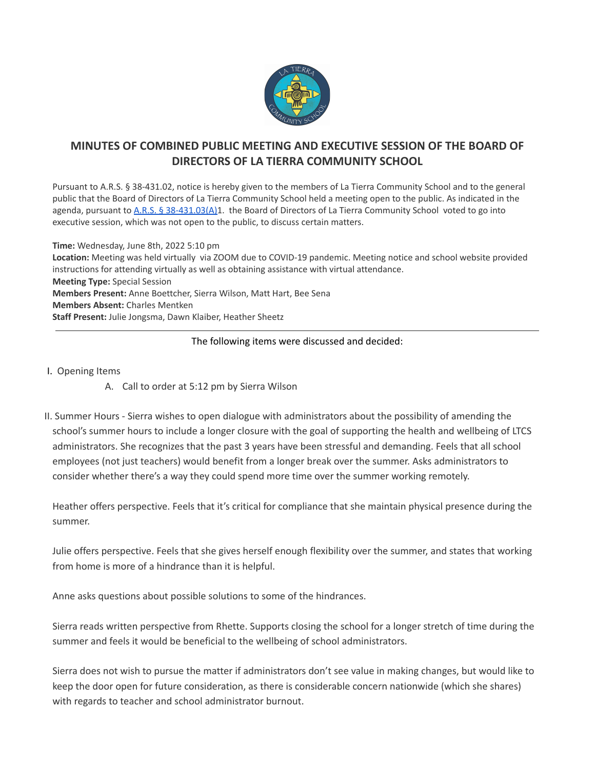# MINUTES OF COMBINED PUBLIC MEETING AND EXECUTIVE SESSION OF THE BOARD OF DIRECTORS OF LA TIERRA COMMUNITY SCHOOL

Pursuant to A.R.S. § 38-431.02, notice is hereby given to the members of La Tierra Community School and to the general public that the Board of Directors of La Tierra Community School held a meeting open to the public. As indicated in the agenda, pursuant to [A.R.S. § 38-431.03(A)](#)1. the Board of Directors of La Tierra Community School voted to go into executive session, which was not open to the public, to discuss certain matters.

**Time:** Wednesday, June 8th, 2022 5:10 pm
**Location:** Meeting was held virtually via ZOOM due to COVID-19 pandemic. Meeting notice and school website provided instructions for attending virtually as well as obtaining assistance with virtual attendance.
**Meeting Type:** Special Session
**Members Present:** Anne Boettcher, Sierra Wilson, Matt Hart, Bee Sena
**Members Absent:** Charles Mentken
**Staff Present:** Julie Jongsma, Dawn Klaiber, Heather Sheetz

---

The following items were discussed and decided:

I. Opening Items
   A. Call to order at 5:12 pm by Sierra Wilson

II. Summer Hours - Sierra wishes to open dialogue with administrators about the possibility of amending the school's summer hours to include a longer closure with the goal of supporting the health and wellbeing of LTCS administrators. She recognizes that the past 3 years have been stressful and demanding. Feels that all school employees (not just teachers) would benefit from a longer break over the summer. Asks administrators to consider whether there's a way they could spend more time over the summer working remotely.

   Heather offers perspective. Feels that it's critical for compliance that she maintain physical presence during the summer.

   Julie offers perspective. Feels that she gives herself enough flexibility over the summer, and states that working from home is more of a hindrance than it is helpful.

   Anne asks questions about possible solutions to some of the hindrances.

   Sierra reads written perspective from Rhette. Supports closing the school for a longer stretch of time during the summer and feels it would be beneficial to the wellbeing of school administrators.

   Sierra does not wish to pursue the matter if administrators don't see value in making changes, but would like to keep the door open for future consideration, as there is considerable concern nationwide (which she shares) with regards to teacher and school administrator burnout.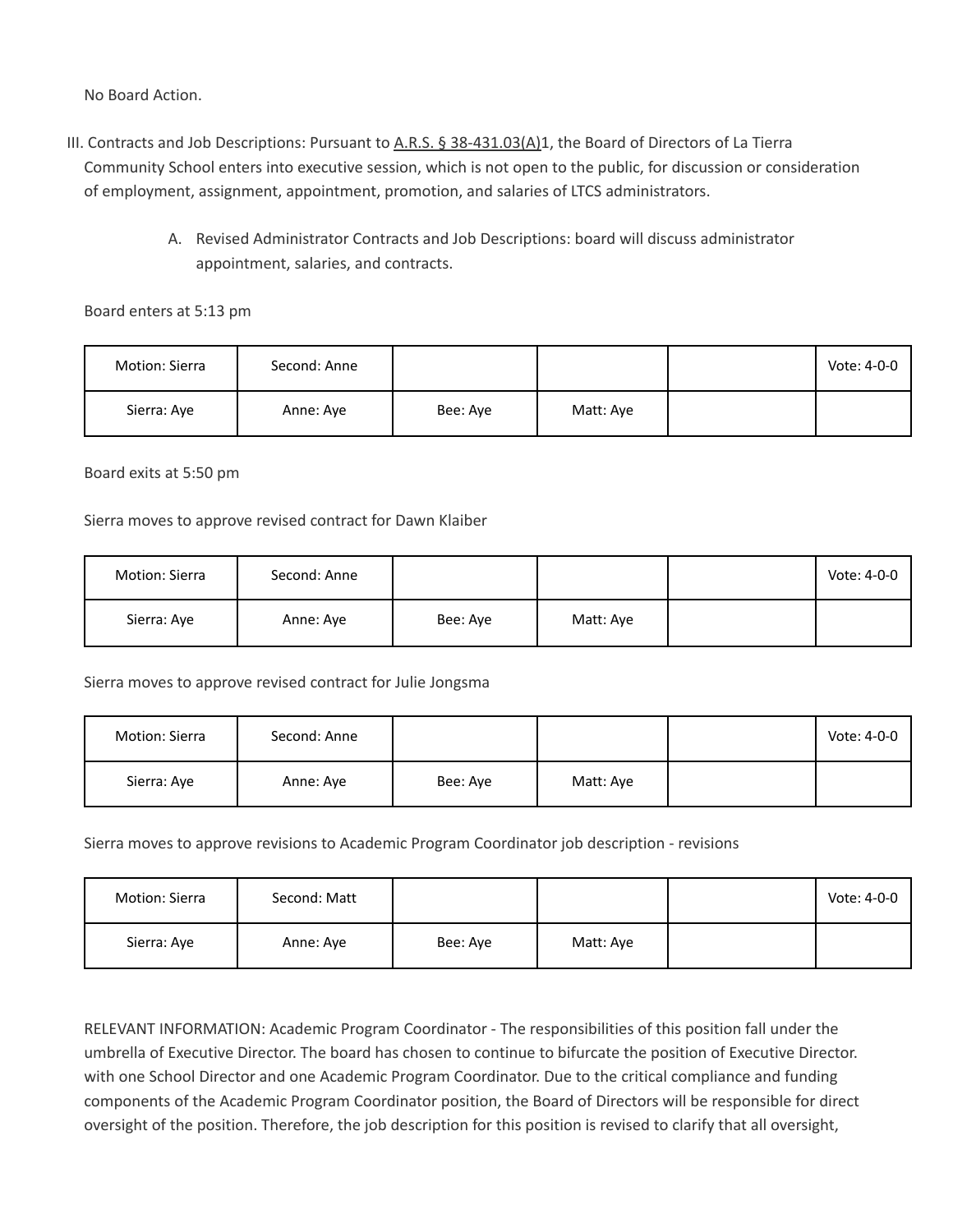No Board Action.

III. Contracts and Job Descriptions: Pursuant to A.R.S. § 38-431.03(A)1, the Board of Directors of La Tierra Community School enters into executive session, which is not open to the public, for discussion or consideration of employment, assignment, appointment, promotion, and salaries of LTCS administrators.

A. Revised Administrator Contracts and Job Descriptions: board will discuss administrator appointment, salaries, and contracts.

Board enters at 5:13 pm

| Motion: Sierra | Second: Anne | | | | Vote: 4-0-0 |
|---|---|---|---|---|---|
| Sierra: Aye | Anne: Aye | Bee: Aye | Matt: Aye | | |

Board exits at 5:50 pm

Sierra moves to approve revised contract for Dawn Klaiber

| Motion: Sierra | Second: Anne | | | | Vote: 4-0-0 |
|---|---|---|---|---|---|
| Sierra: Aye | Anne: Aye | Bee: Aye | Matt: Aye | | |

Sierra moves to approve revised contract for Julie Jongsma

| Motion: Sierra | Second: Anne | | | | Vote: 4-0-0 |
|---|---|---|---|---|---|
| Sierra: Aye | Anne: Aye | Bee: Aye | Matt: Aye | | |

Sierra moves to approve revisions to Academic Program Coordinator job description - revisions

| Motion: Sierra | Second: Matt | | | | Vote: 4-0-0 |
|---|---|---|---|---|---|
| Sierra: Aye | Anne: Aye | Bee: Aye | Matt: Aye | | |

RELEVANT INFORMATION: Academic Program Coordinator - The responsibilities of this position fall under the umbrella of Executive Director. The board has chosen to continue to bifurcate the position of Executive Director. with one School Director and one Academic Program Coordinator. Due to the critical compliance and funding components of the Academic Program Coordinator position, the Board of Directors will be responsible for direct oversight of the position. Therefore, the job description for this position is revised to clarify that all oversight,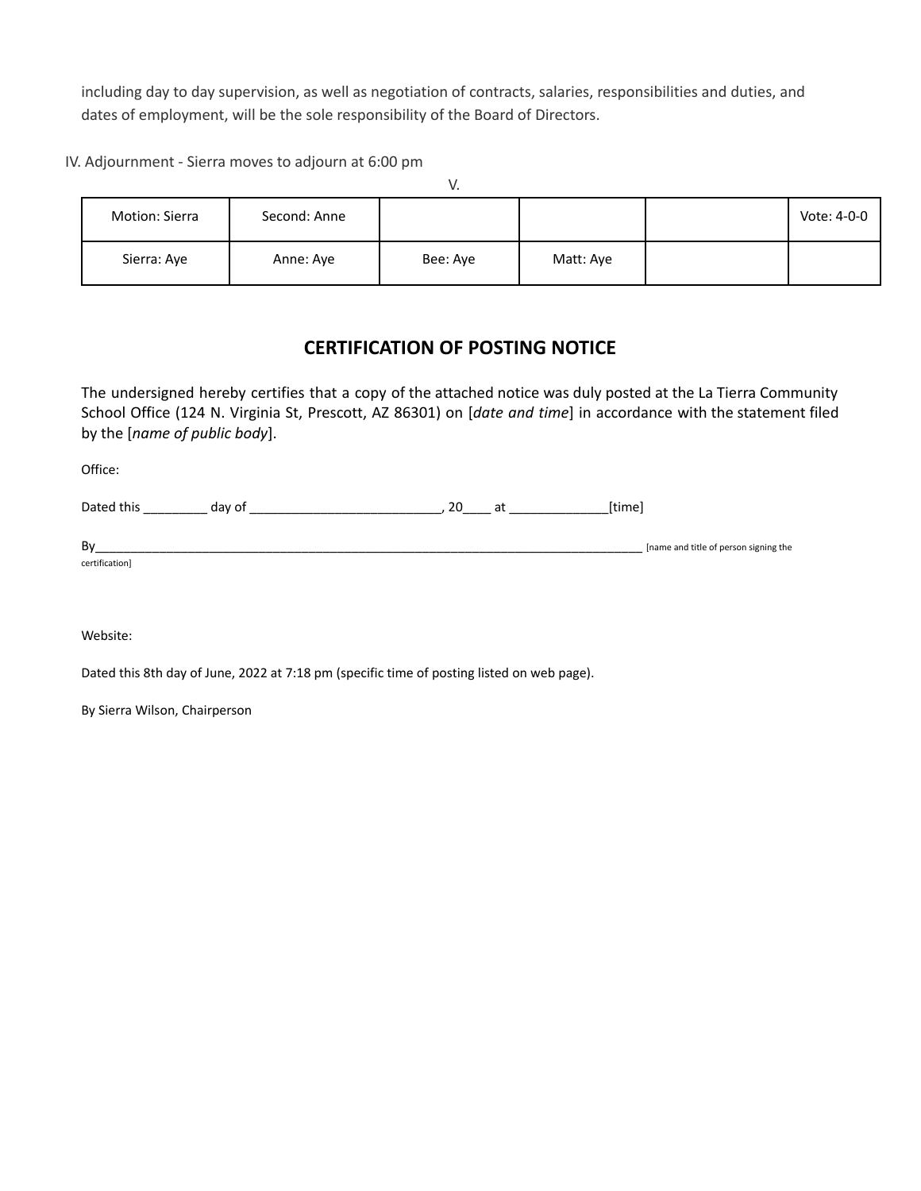including day to day supervision, as well as negotiation of contracts, salaries, responsibilities and duties, and dates of employment, will be the sole responsibility of the Board of Directors.

IV. Adjournment - Sierra moves to adjourn at 6:00 pm

V.

| | | | | | |
|---|---|---|---|---|---|
| Motion: Sierra | Second: Anne | | | | Vote: 4-0-0 |
| Sierra: Aye | Anne: Aye | Bee: Aye | Matt: Aye | | |

## CERTIFICATION OF POSTING NOTICE

The undersigned hereby certifies that a copy of the attached notice was duly posted at the La Tierra Community School Office (124 N. Virginia St, Prescott, AZ 86301) on [*date and time*] in accordance with the statement filed by the [*name of public body*].

Office:

Dated this _________ day of ___________________________, 20____ at ______________[time]

By_________________________________________________________________________________ [name and title of person signing the certification]

Website:

Dated this 8th day of June, 2022 at 7:18 pm (specific time of posting listed on web page).

By Sierra Wilson, Chairperson